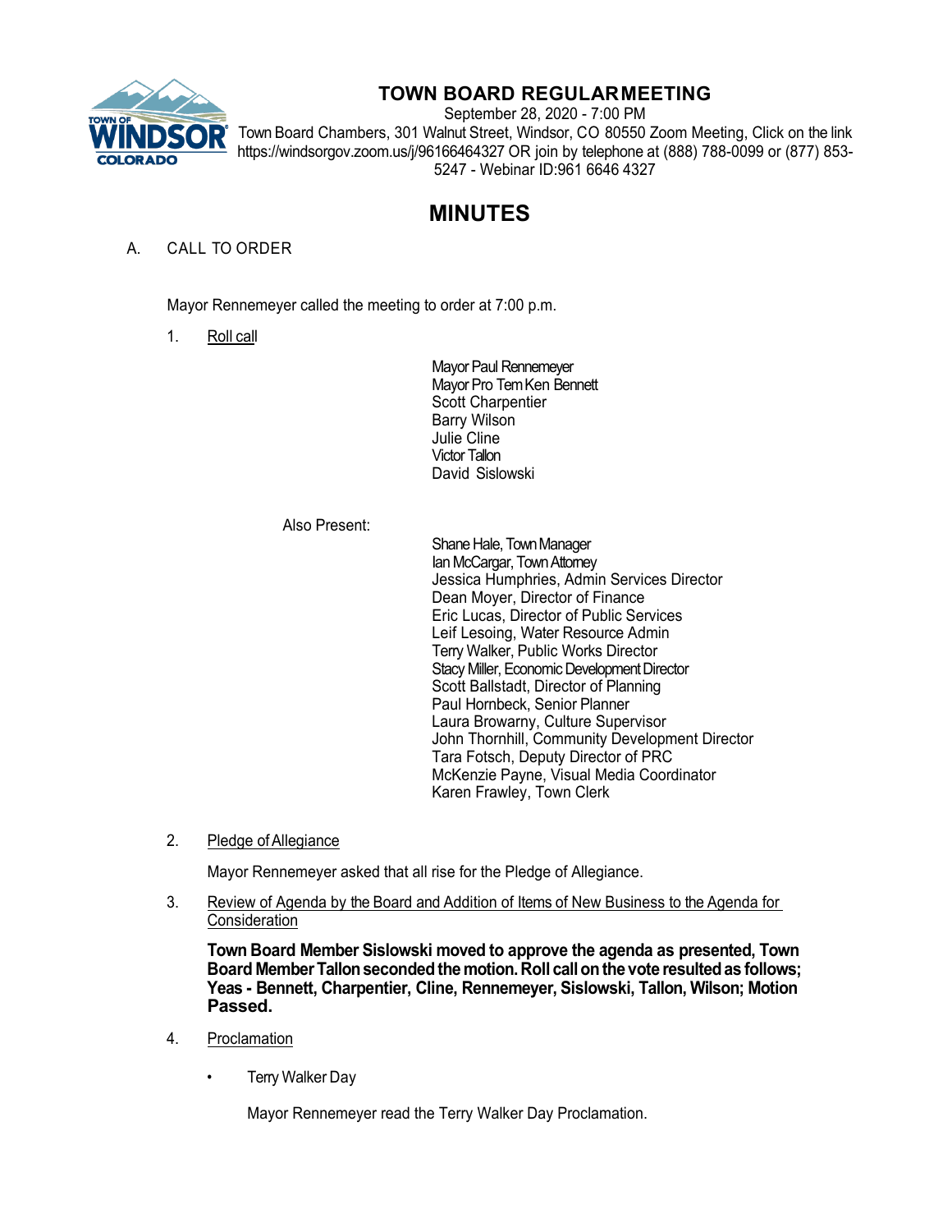# TOWN BOARD REGULAR MEETING

September 28, 2020 - 7:00 PM

Town Board Chambers, 301 Walnut Street, Windsor, CO 80550 Zoom Meeting, Click on the link https://windsorgov.zoom.us/j/96166464327 OR join by telephone at (888) 788-0099 or (877) 853-5247 - Webinar ID:961 6646 4327

# MINUTES

A. CALL TO ORDER

Mayor Rennemeyer called the meeting to order at 7:00 p.m.

1. Roll call

Mayor Paul Rennemeyer
Mayor Pro Tem Ken Bennett
Scott Charpentier
Barry Wilson
Julie Cline
Victor Tallon
David Sislowski

Also Present:

Shane Hale, Town Manager
Ian McCargar, Town Attorney
Jessica Humphries, Admin Services Director
Dean Moyer, Director of Finance
Eric Lucas, Director of Public Services
Leif Lesoing, Water Resource Admin
Terry Walker, Public Works Director
Stacy Miller, Economic Development Director
Scott Ballstadt, Director of Planning
Paul Hornbeck, Senior Planner
Laura Browarny, Culture Supervisor
John Thornhill, Community Development Director
Tara Fotsch, Deputy Director of PRC
McKenzie Payne, Visual Media Coordinator
Karen Frawley, Town Clerk

2. Pledge of Allegiance

Mayor Rennemeyer asked that all rise for the Pledge of Allegiance.

3. Review of Agenda by the Board and Addition of Items of New Business to the Agenda for Consideration

**Town Board Member Sislowski moved to approve the agenda as presented, Town Board Member Tallon seconded the motion. Roll call on the vote resulted as follows; Yeas - Bennett, Charpentier, Cline, Rennemeyer, Sislowski, Tallon, Wilson; Motion Passed.**

4. Proclamation

- Terry Walker Day

Mayor Rennemeyer read the Terry Walker Day Proclamation.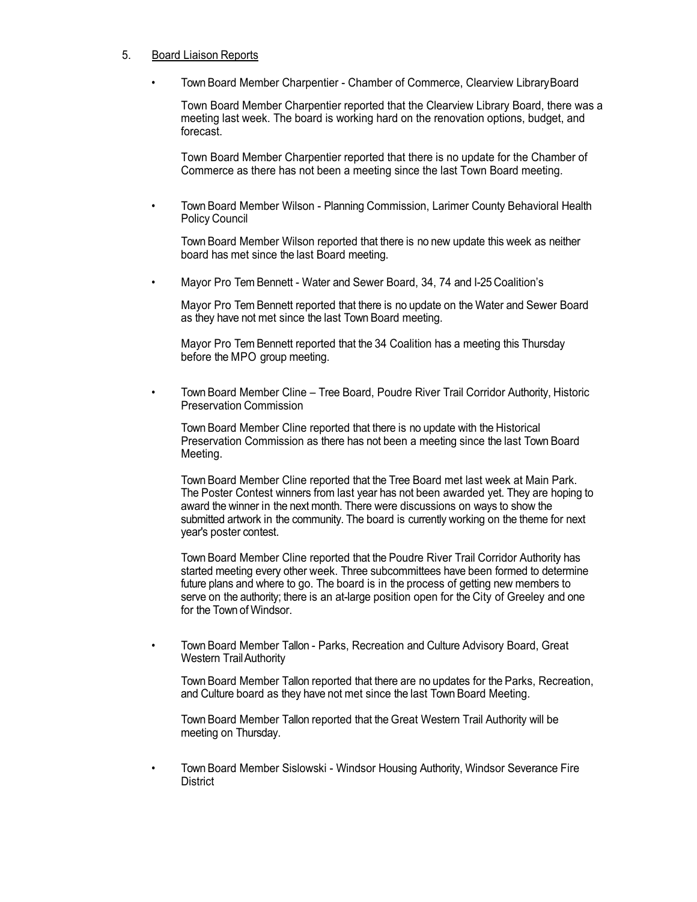5. Board Liaison Reports

- Town Board Member Charpentier - Chamber of Commerce, Clearview Library Board

  Town Board Member Charpentier reported that the Clearview Library Board, there was a meeting last week. The board is working hard on the renovation options, budget, and forecast.

  Town Board Member Charpentier reported that there is no update for the Chamber of Commerce as there has not been a meeting since the last Town Board meeting.

- Town Board Member Wilson - Planning Commission, Larimer County Behavioral Health Policy Council

  Town Board Member Wilson reported that there is no new update this week as neither board has met since the last Board meeting.

- Mayor Pro Tem Bennett - Water and Sewer Board, 34, 74 and I-25 Coalition's

  Mayor Pro Tem Bennett reported that there is no update on the Water and Sewer Board as they have not met since the last Town Board meeting.

  Mayor Pro Tem Bennett reported that the 34 Coalition has a meeting this Thursday before the MPO group meeting.

- Town Board Member Cline – Tree Board, Poudre River Trail Corridor Authority, Historic Preservation Commission

  Town Board Member Cline reported that there is no update with the Historical Preservation Commission as there has not been a meeting since the last Town Board Meeting.

  Town Board Member Cline reported that the Tree Board met last week at Main Park. The Poster Contest winners from last year has not been awarded yet. They are hoping to award the winner in the next month. There were discussions on ways to show the submitted artwork in the community. The board is currently working on the theme for next year's poster contest.

  Town Board Member Cline reported that the Poudre River Trail Corridor Authority has started meeting every other week. Three subcommittees have been formed to determine future plans and where to go. The board is in the process of getting new members to serve on the authority; there is an at-large position open for the City of Greeley and one for the Town of Windsor.

- Town Board Member Tallon - Parks, Recreation and Culture Advisory Board, Great Western Trail Authority

  Town Board Member Tallon reported that there are no updates for the Parks, Recreation, and Culture board as they have not met since the last Town Board Meeting.

  Town Board Member Tallon reported that the Great Western Trail Authority will be meeting on Thursday.

- Town Board Member Sislowski - Windsor Housing Authority, Windsor Severance Fire District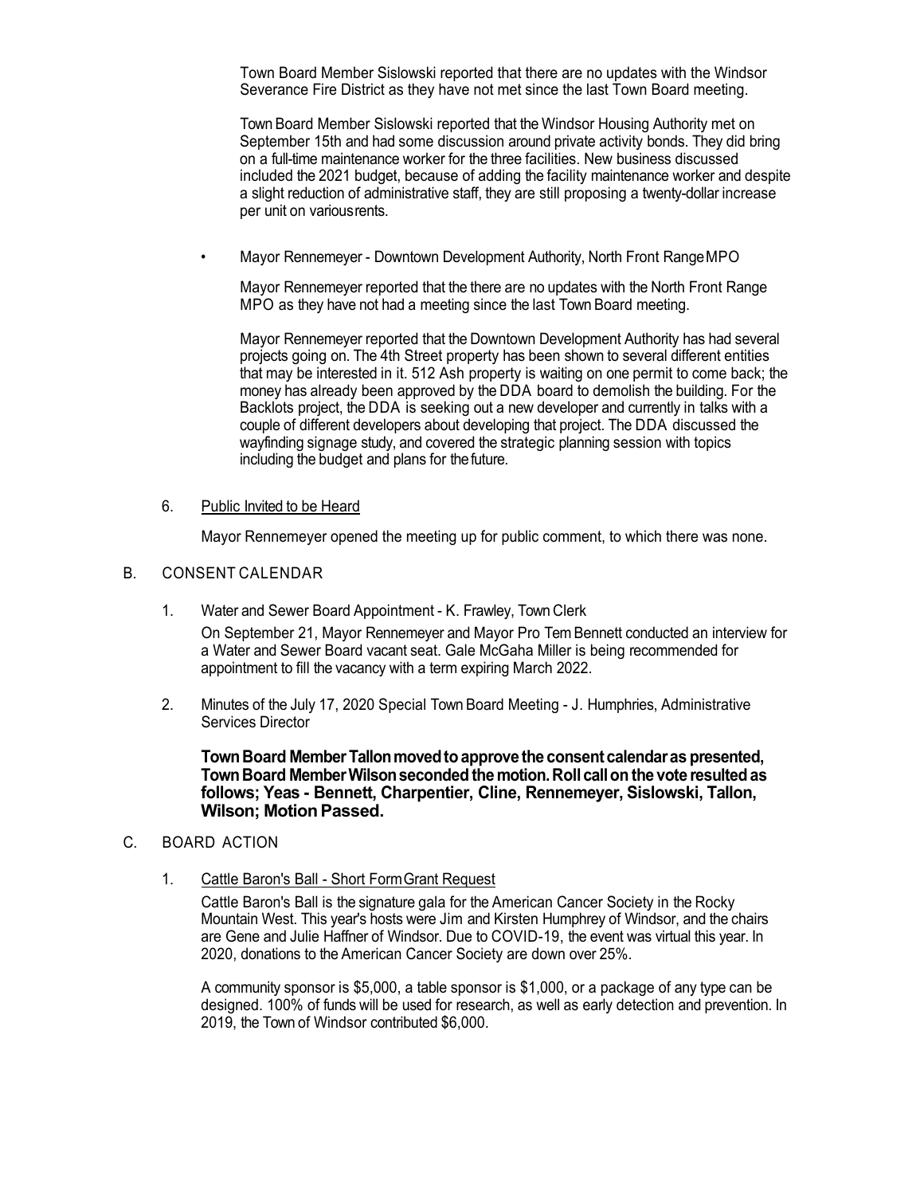Town Board Member Sislowski reported that there are no updates with the Windsor Severance Fire District as they have not met since the last Town Board meeting.

Town Board Member Sislowski reported that the Windsor Housing Authority met on September 15th and had some discussion around private activity bonds. They did bring on a full-time maintenance worker for the three facilities. New business discussed included the 2021 budget, because of adding the facility maintenance worker and despite a slight reduction of administrative staff, they are still proposing a twenty-dollar increase per unit on various rents.

- Mayor Rennemeyer - Downtown Development Authority, North Front Range MPO

Mayor Rennemeyer reported that the there are no updates with the North Front Range MPO as they have not had a meeting since the last Town Board meeting.

Mayor Rennemeyer reported that the Downtown Development Authority has had several projects going on. The 4th Street property has been shown to several different entities that may be interested in it. 512 Ash property is waiting on one permit to come back; the money has already been approved by the DDA board to demolish the building. For the Backlots project, the DDA is seeking out a new developer and currently in talks with a couple of different developers about developing that project. The DDA discussed the wayfinding signage study, and covered the strategic planning session with topics including the budget and plans for the future.

6. Public Invited to be Heard

Mayor Rennemeyer opened the meeting up for public comment, to which there was none.

B. CONSENT CALENDAR

1. Water and Sewer Board Appointment - K. Frawley, Town Clerk

   On September 21, Mayor Rennemeyer and Mayor Pro Tem Bennett conducted an interview for a Water and Sewer Board vacant seat. Gale McGaha Miller is being recommended for appointment to fill the vacancy with a term expiring March 2022.

2. Minutes of the July 17, 2020 Special Town Board Meeting - J. Humphries, Administrative Services Director

**Town Board Member Tallon moved to approve the consent calendar as presented, Town Board Member Wilson seconded the motion. Roll call on the vote resulted as follows; Yeas - Bennett, Charpentier, Cline, Rennemeyer, Sislowski, Tallon, Wilson; Motion Passed.**

C. BOARD ACTION

1. Cattle Baron's Ball - Short Form Grant Request

   Cattle Baron's Ball is the signature gala for the American Cancer Society in the Rocky Mountain West. This year's hosts were Jim and Kirsten Humphrey of Windsor, and the chairs are Gene and Julie Haffner of Windsor. Due to COVID-19, the event was virtual this year. In 2020, donations to the American Cancer Society are down over 25%.

   A community sponsor is $5,000, a table sponsor is $1,000, or a package of any type can be designed. 100% of funds will be used for research, as well as early detection and prevention. In 2019, the Town of Windsor contributed $6,000.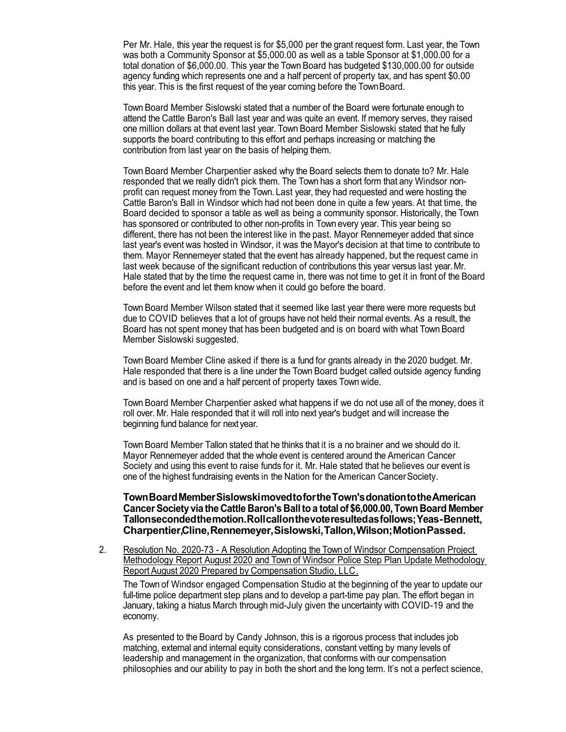Per Mr. Hale, this year the request is for $5,000 per the grant request form. Last year, the Town was both a Community Sponsor at $5,000.00 as well as a table Sponsor at $1,000.00 for a total donation of $6,000.00. This year the Town Board has budgeted $130,000.00 for outside agency funding which represents one and a half percent of property tax, and has spent $0.00 this year. This is the first request of the year coming before the Town Board.

Town Board Member Sislowski stated that a number of the Board were fortunate enough to attend the Cattle Baron's Ball last year and was quite an event. If memory serves, they raised one million dollars at that event last year. Town Board Member Sislowski stated that he fully supports the board contributing to this effort and perhaps increasing or matching the contribution from last year on the basis of helping them.

Town Board Member Charpentier asked why the Board selects them to donate to? Mr. Hale responded that we really didn't pick them. The Town has a short form that any Windsor non-profit can request money from the Town. Last year, they had requested and were hosting the Cattle Baron's Ball in Windsor which had not been done in quite a few years. At that time, the Board decided to sponsor a table as well as being a community sponsor. Historically, the Town has sponsored or contributed to other non-profits in Town every year. This year being so different, there has not been the interest like in the past. Mayor Rennemeyer added that since last year's event was hosted in Windsor, it was the Mayor's decision at that time to contribute to them. Mayor Rennemeyer stated that the event has already happened, but the request came in last week because of the significant reduction of contributions this year versus last year. Mr. Hale stated that by the time the request came in, there was not time to get it in front of the Board before the event and let them know when it could go before the board.

Town Board Member Wilson stated that it seemed like last year there were more requests but due to COVID believes that a lot of groups have not held their normal events. As a result, the Board has not spent money that has been budgeted and is on board with what Town Board Member Sislowski suggested.

Town Board Member Cline asked if there is a fund for grants already in the 2020 budget. Mr. Hale responded that there is a line under the Town Board budget called outside agency funding and is based on one and a half percent of property taxes Town wide.

Town Board Member Charpentier asked what happens if we do not use all of the money, does it roll over. Mr. Hale responded that it will roll into next year's budget and will increase the beginning fund balance for next year.

Town Board Member Tallon stated that he thinks that it is a no brainer and we should do it. Mayor Rennemeyer added that the whole event is centered around the American Cancer Society and using this event to raise funds for it. Mr. Hale stated that he believes our event is one of the highest fundraising events in the Nation for the American Cancer Society.

**Town Board Member Sislowski moved to for the Town's donation to the American Cancer Society via the Cattle Baron's Ball to a total of $6,000.00, Town Board Member Tallon seconded the motion. Roll call on the vote resulted as follows; Yeas-Bennett, Charpentier, Cline, Rennemeyer, Sislowski, Tallon, Wilson; Motion Passed.**

2. Resolution No. 2020-73 - A Resolution Adopting the Town of Windsor Compensation Project Methodology Report August 2020 and Town of Windsor Police Step Plan Update Methodology Report August 2020 Prepared by Compensation Studio, LLC.

   The Town of Windsor engaged Compensation Studio at the beginning of the year to update our full-time police department step plans and to develop a part-time pay plan. The effort began in January, taking a hiatus March through mid-July given the uncertainty with COVID-19 and the economy.

   As presented to the Board by Candy Johnson, this is a rigorous process that includes job matching, external and internal equity considerations, constant vetting by many levels of leadership and management in the organization, that conforms with our compensation philosophies and our ability to pay in both the short and the long term. It's not a perfect science,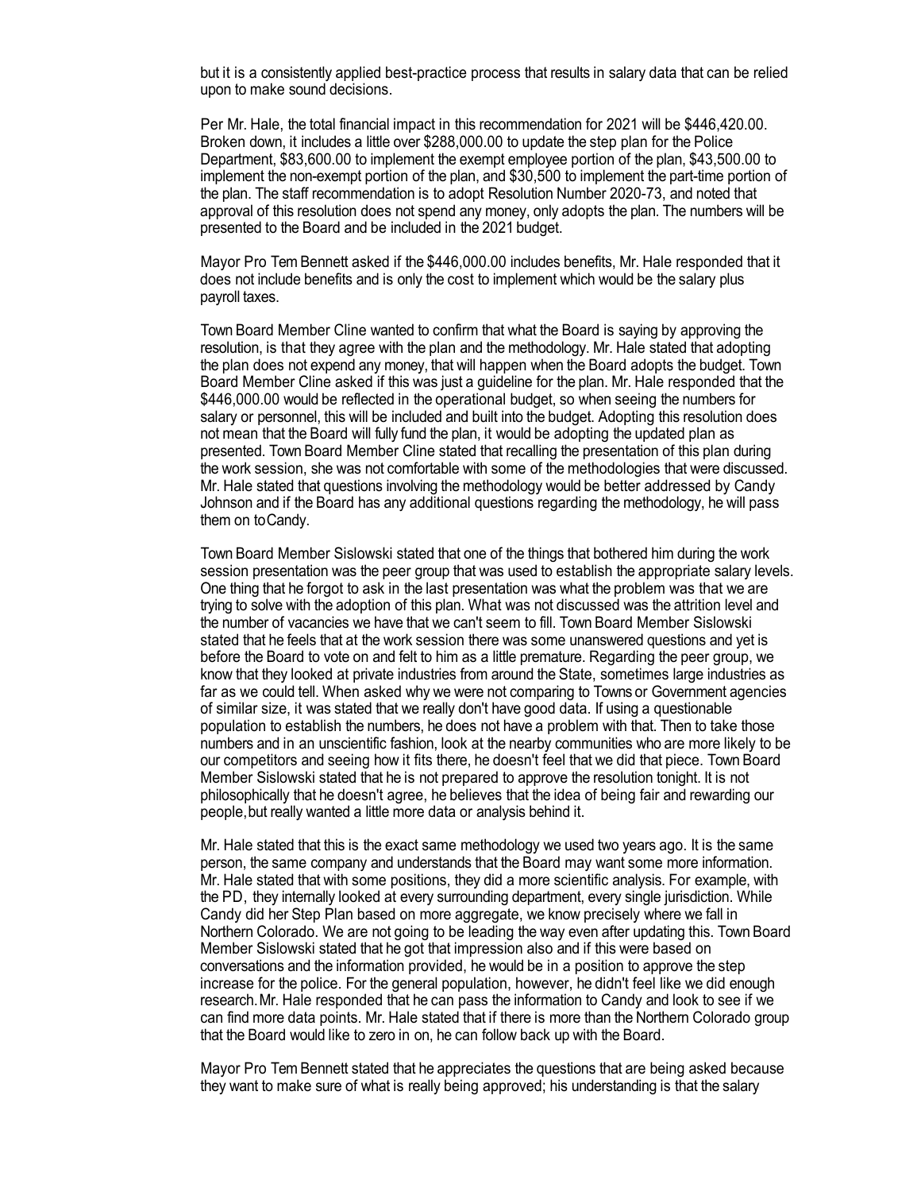but it is a consistently applied best-practice process that results in salary data that can be relied upon to make sound decisions.

Per Mr. Hale, the total financial impact in this recommendation for 2021 will be $446,420.00. Broken down, it includes a little over $288,000.00 to update the step plan for the Police Department, $83,600.00 to implement the exempt employee portion of the plan, $43,500.00 to implement the non-exempt portion of the plan, and $30,500 to implement the part-time portion of the plan. The staff recommendation is to adopt Resolution Number 2020-73, and noted that approval of this resolution does not spend any money, only adopts the plan. The numbers will be presented to the Board and be included in the 2021 budget.

Mayor Pro Tem Bennett asked if the $446,000.00 includes benefits, Mr. Hale responded that it does not include benefits and is only the cost to implement which would be the salary plus payroll taxes.

Town Board Member Cline wanted to confirm that what the Board is saying by approving the resolution, is that they agree with the plan and the methodology. Mr. Hale stated that adopting the plan does not expend any money, that will happen when the Board adopts the budget. Town Board Member Cline asked if this was just a guideline for the plan. Mr. Hale responded that the $446,000.00 would be reflected in the operational budget, so when seeing the numbers for salary or personnel, this will be included and built into the budget. Adopting this resolution does not mean that the Board will fully fund the plan, it would be adopting the updated plan as presented. Town Board Member Cline stated that recalling the presentation of this plan during the work session, she was not comfortable with some of the methodologies that were discussed. Mr. Hale stated that questions involving the methodology would be better addressed by Candy Johnson and if the Board has any additional questions regarding the methodology, he will pass them on toCandy.

Town Board Member Sislowski stated that one of the things that bothered him during the work session presentation was the peer group that was used to establish the appropriate salary levels. One thing that he forgot to ask in the last presentation was what the problem was that we are trying to solve with the adoption of this plan. What was not discussed was the attrition level and the number of vacancies we have that we can't seem to fill. Town Board Member Sislowski stated that he feels that at the work session there was some unanswered questions and yet is before the Board to vote on and felt to him as a little premature. Regarding the peer group, we know that they looked at private industries from around the State, sometimes large industries as far as we could tell. When asked why we were not comparing to Towns or Government agencies of similar size, it was stated that we really don't have good data. If using a questionable population to establish the numbers, he does not have a problem with that. Then to take those numbers and in an unscientific fashion, look at the nearby communities who are more likely to be our competitors and seeing how it fits there, he doesn't feel that we did that piece. Town Board Member Sislowski stated that he is not prepared to approve the resolution tonight. It is not philosophically that he doesn't agree, he believes that the idea of being fair and rewarding our people,but really wanted a little more data or analysis behind it.

Mr. Hale stated that this is the exact same methodology we used two years ago. It is the same person, the same company and understands that the Board may want some more information. Mr. Hale stated that with some positions, they did a more scientific analysis. For example, with the PD, they internally looked at every surrounding department, every single jurisdiction. While Candy did her Step Plan based on more aggregate, we know precisely where we fall in Northern Colorado. We are not going to be leading the way even after updating this. Town Board Member Sislowski stated that he got that impression also and if this were based on conversations and the information provided, he would be in a position to approve the step increase for the police. For the general population, however, he didn't feel like we did enough research.Mr. Hale responded that he can pass the information to Candy and look to see if we can find more data points. Mr. Hale stated that if there is more than the Northern Colorado group that the Board would like to zero in on, he can follow back up with the Board.

Mayor Pro Tem Bennett stated that he appreciates the questions that are being asked because they want to make sure of what is really being approved; his understanding is that the salary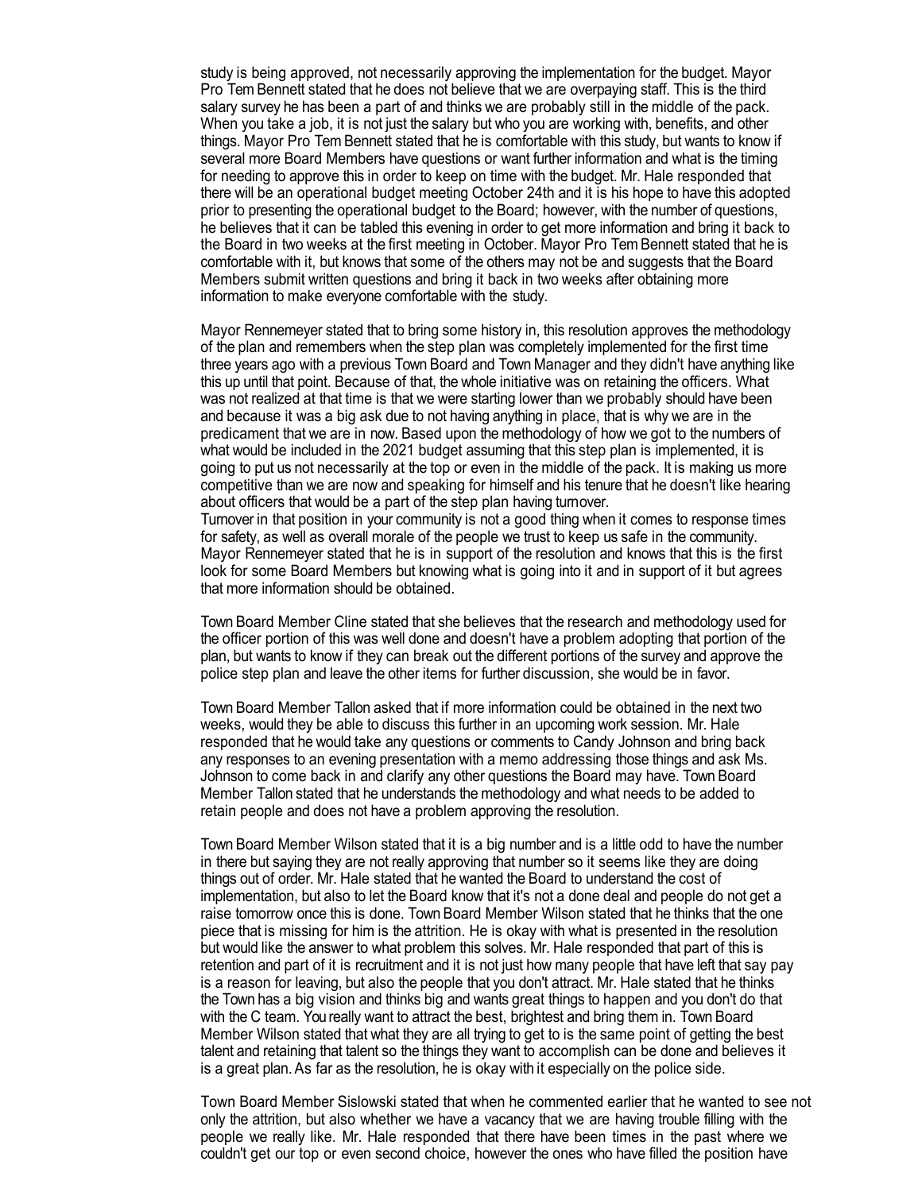study is being approved, not necessarily approving the implementation for the budget. Mayor Pro Tem Bennett stated that he does not believe that we are overpaying staff. This is the third salary survey he has been a part of and thinks we are probably still in the middle of the pack. When you take a job, it is not just the salary but who you are working with, benefits, and other things. Mayor Pro Tem Bennett stated that he is comfortable with this study, but wants to know if several more Board Members have questions or want further information and what is the timing for needing to approve this in order to keep on time with the budget. Mr. Hale responded that there will be an operational budget meeting October 24th and it is his hope to have this adopted prior to presenting the operational budget to the Board; however, with the number of questions, he believes that it can be tabled this evening in order to get more information and bring it back to the Board in two weeks at the first meeting in October. Mayor Pro Tem Bennett stated that he is comfortable with it, but knows that some of the others may not be and suggests that the Board Members submit written questions and bring it back in two weeks after obtaining more information to make everyone comfortable with the study.

Mayor Rennemeyer stated that to bring some history in, this resolution approves the methodology of the plan and remembers when the step plan was completely implemented for the first time three years ago with a previous Town Board and Town Manager and they didn't have anything like this up until that point. Because of that, the whole initiative was on retaining the officers. What was not realized at that time is that we were starting lower than we probably should have been and because it was a big ask due to not having anything in place, that is why we are in the predicament that we are in now. Based upon the methodology of how we got to the numbers of what would be included in the 2021 budget assuming that this step plan is implemented, it is going to put us not necessarily at the top or even in the middle of the pack. It is making us more competitive than we are now and speaking for himself and his tenure that he doesn't like hearing about officers that would be a part of the step plan having turnover.
Turnover in that position in your community is not a good thing when it comes to response times for safety, as well as overall morale of the people we trust to keep us safe in the community. Mayor Rennemeyer stated that he is in support of the resolution and knows that this is the first look for some Board Members but knowing what is going into it and in support of it but agrees that more information should be obtained.

Town Board Member Cline stated that she believes that the research and methodology used for the officer portion of this was well done and doesn't have a problem adopting that portion of the plan, but wants to know if they can break out the different portions of the survey and approve the police step plan and leave the other items for further discussion, she would be in favor.

Town Board Member Tallon asked that if more information could be obtained in the next two weeks, would they be able to discuss this further in an upcoming work session. Mr. Hale responded that he would take any questions or comments to Candy Johnson and bring back any responses to an evening presentation with a memo addressing those things and ask Ms. Johnson to come back in and clarify any other questions the Board may have. Town Board Member Tallon stated that he understands the methodology and what needs to be added to retain people and does not have a problem approving the resolution.

Town Board Member Wilson stated that it is a big number and is a little odd to have the number in there but saying they are not really approving that number so it seems like they are doing things out of order. Mr. Hale stated that he wanted the Board to understand the cost of implementation, but also to let the Board know that it's not a done deal and people do not get a raise tomorrow once this is done. Town Board Member Wilson stated that he thinks that the one piece that is missing for him is the attrition. He is okay with what is presented in the resolution but would like the answer to what problem this solves. Mr. Hale responded that part of this is retention and part of it is recruitment and it is not just how many people that have left that say pay is a reason for leaving, but also the people that you don't attract. Mr. Hale stated that he thinks the Town has a big vision and thinks big and wants great things to happen and you don't do that with the C team. You really want to attract the best, brightest and bring them in. Town Board Member Wilson stated that what they are all trying to get to is the same point of getting the best talent and retaining that talent so the things they want to accomplish can be done and believes it is a great plan. As far as the resolution, he is okay with it especially on the police side.

Town Board Member Sislowski stated that when he commented earlier that he wanted to see not only the attrition, but also whether we have a vacancy that we are having trouble filling with the people we really like. Mr. Hale responded that there have been times in the past where we couldn't get our top or even second choice, however the ones who have filled the position have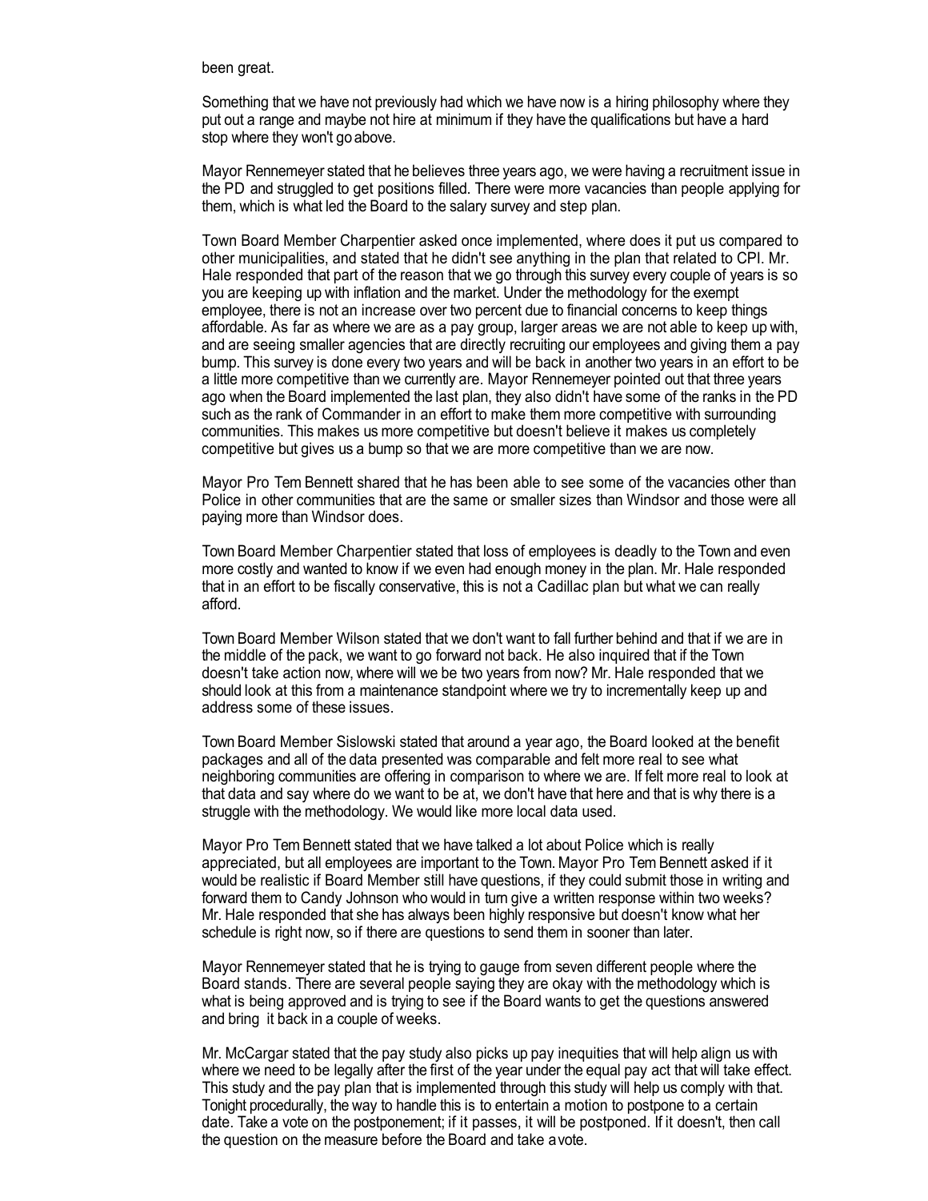been great.

Something that we have not previously had which we have now is a hiring philosophy where they put out a range and maybe not hire at minimum if they have the qualifications but have a hard stop where they won't go above.

Mayor Rennemeyer stated that he believes three years ago, we were having a recruitment issue in the PD and struggled to get positions filled. There were more vacancies than people applying for them, which is what led the Board to the salary survey and step plan.

Town Board Member Charpentier asked once implemented, where does it put us compared to other municipalities, and stated that he didn't see anything in the plan that related to CPI. Mr. Hale responded that part of the reason that we go through this survey every couple of years is so you are keeping up with inflation and the market. Under the methodology for the exempt employee, there is not an increase over two percent due to financial concerns to keep things affordable. As far as where we are as a pay group, larger areas we are not able to keep up with, and are seeing smaller agencies that are directly recruiting our employees and giving them a pay bump. This survey is done every two years and will be back in another two years in an effort to be a little more competitive than we currently are. Mayor Rennemeyer pointed out that three years ago when the Board implemented the last plan, they also didn't have some of the ranks in the PD such as the rank of Commander in an effort to make them more competitive with surrounding communities. This makes us more competitive but doesn't believe it makes us completely competitive but gives us a bump so that we are more competitive than we are now.

Mayor Pro Tem Bennett shared that he has been able to see some of the vacancies other than Police in other communities that are the same or smaller sizes than Windsor and those were all paying more than Windsor does.

Town Board Member Charpentier stated that loss of employees is deadly to the Town and even more costly and wanted to know if we even had enough money in the plan. Mr. Hale responded that in an effort to be fiscally conservative, this is not a Cadillac plan but what we can really afford.

Town Board Member Wilson stated that we don't want to fall further behind and that if we are in the middle of the pack, we want to go forward not back. He also inquired that if the Town doesn't take action now, where will we be two years from now? Mr. Hale responded that we should look at this from a maintenance standpoint where we try to incrementally keep up and address some of these issues.

Town Board Member Sislowski stated that around a year ago, the Board looked at the benefit packages and all of the data presented was comparable and felt more real to see what neighboring communities are offering in comparison to where we are. If felt more real to look at that data and say where do we want to be at, we don't have that here and that is why there is a struggle with the methodology. We would like more local data used.

Mayor Pro Tem Bennett stated that we have talked a lot about Police which is really appreciated, but all employees are important to the Town. Mayor Pro Tem Bennett asked if it would be realistic if Board Member still have questions, if they could submit those in writing and forward them to Candy Johnson who would in turn give a written response within two weeks? Mr. Hale responded that she has always been highly responsive but doesn't know what her schedule is right now, so if there are questions to send them in sooner than later.

Mayor Rennemeyer stated that he is trying to gauge from seven different people where the Board stands. There are several people saying they are okay with the methodology which is what is being approved and is trying to see if the Board wants to get the questions answered and bring it back in a couple of weeks.

Mr. McCargar stated that the pay study also picks up pay inequities that will help align us with where we need to be legally after the first of the year under the equal pay act that will take effect. This study and the pay plan that is implemented through this study will help us comply with that. Tonight procedurally, the way to handle this is to entertain a motion to postpone to a certain date. Take a vote on the postponement; if it passes, it will be postponed. If it doesn't, then call the question on the measure before the Board and take a vote.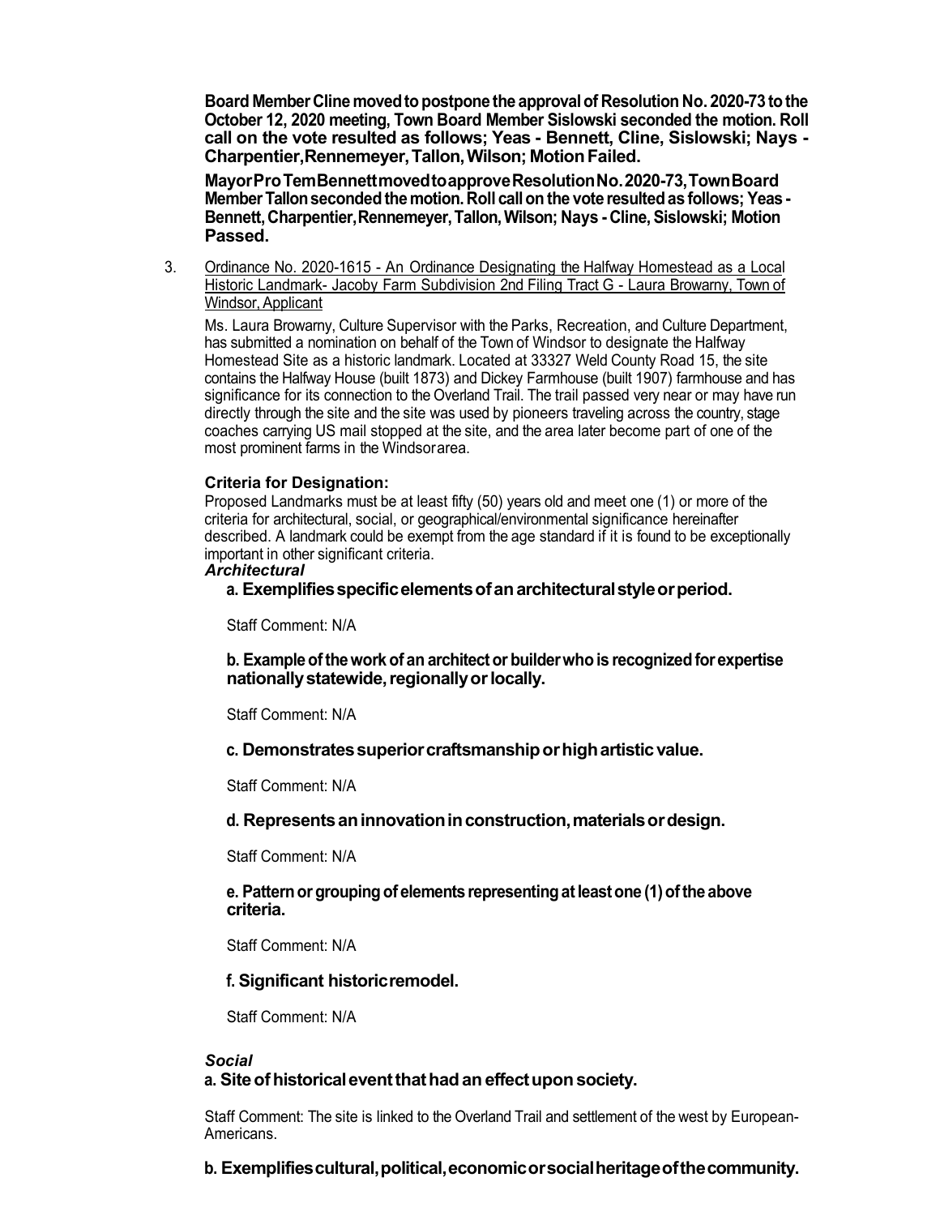**Board Member Cline moved to postpone the approval of Resolution No. 2020-73 to the October 12, 2020 meeting, Town Board Member Sislowski seconded the motion. Roll call on the vote resulted as follows; Yeas - Bennett, Cline, Sislowski; Nays - Charpentier, Rennemeyer, Tallon, Wilson; Motion Failed.**

**Mayor Pro Tem Bennett moved to approve Resolution No. 2020-73, Town Board Member Tallon seconded the motion. Roll call on the vote resulted as follows; Yeas - Bennett, Charpentier, Rennemeyer, Tallon, Wilson; Nays - Cline, Sislowski; Motion Passed.**

3. Ordinance No. 2020-1615 - An Ordinance Designating the Halfway Homestead as a Local Historic Landmark- Jacoby Farm Subdivision 2nd Filing Tract G - Laura Browarny, Town of Windsor, Applicant

   Ms. Laura Browarny, Culture Supervisor with the Parks, Recreation, and Culture Department, has submitted a nomination on behalf of the Town of Windsor to designate the Halfway Homestead Site as a historic landmark. Located at 33327 Weld County Road 15, the site contains the Halfway House (built 1873) and Dickey Farmhouse (built 1907) farmhouse and has significance for its connection to the Overland Trail. The trail passed very near or may have run directly through the site and the site was used by pioneers traveling across the country, stage coaches carrying US mail stopped at the site, and the area later become part of one of the most prominent farms in the Windsor area.

   **Criteria for Designation:**

   Proposed Landmarks must be at least fifty (50) years old and meet one (1) or more of the criteria for architectural, social, or geographical/environmental significance hereinafter described. A landmark could be exempt from the age standard if it is found to be exceptionally important in other significant criteria.

   ***Architectural***

   **a. Exemplifies specific elements of an architectural style or period.**

   Staff Comment: N/A

   **b. Example of the work of an architect or builder who is recognized for expertise nationally statewide, regionally or locally.**

   Staff Comment: N/A

   **c. Demonstrates superior craftsmanship or high artistic value.**

   Staff Comment: N/A

   **d. Represents an innovation in construction, materials or design.**

   Staff Comment: N/A

   **e. Pattern or grouping of elements representing at least one (1) of the above criteria.**

   Staff Comment: N/A

   **f. Significant historic remodel.**

   Staff Comment: N/A

   ***Social***

   **a. Site of historical event that had an effect upon society.**

   Staff Comment: The site is linked to the Overland Trail and settlement of the west by European-Americans.

   **b. Exemplifies cultural, political, economic or social heritage of the community.**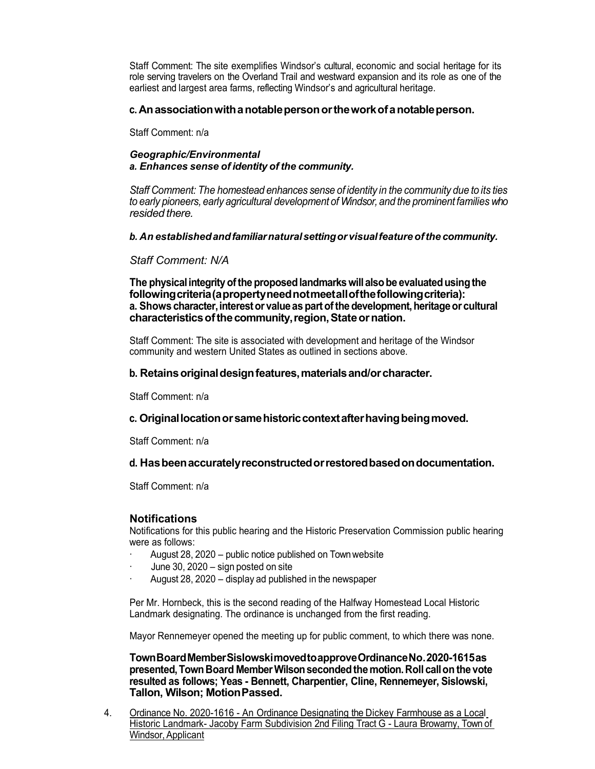Staff Comment: The site exemplifies Windsor's cultural, economic and social heritage for its role serving travelers on the Overland Trail and westward expansion and its role as one of the earliest and largest area farms, reflecting Windsor's and agricultural heritage.

**c. An association with a notable person or the work of a notable person.**

Staff Comment: n/a

***Geographic/Environmental***
***a. Enhances sense of identity of the community.***

*Staff Comment: The homestead enhances sense of identity in the community due to its ties to early pioneers, early agricultural development of Windsor, and the prominent families who resided there.*

***b. An established and familiar natural setting or visual feature of the community.***

*Staff Comment: N/A*

**The physical integrity of the proposed landmarks will also be evaluated using the following criteria (a property need not meet all of the following criteria):**
**a. Shows character, interest or value as part of the development, heritage or cultural characteristics of the community, region, State or nation.**

Staff Comment: The site is associated with development and heritage of the Windsor community and western United States as outlined in sections above.

**b. Retains original design features, materials and/or character.**

Staff Comment: n/a

**c. Original location or same historic context after having being moved.**

Staff Comment: n/a

**d. Has been accurately reconstructed or restored based on documentation.**

Staff Comment: n/a

### Notifications

Notifications for this public hearing and the Historic Preservation Commission public hearing were as follows:

- August 28, 2020 – public notice published on Town website
- June 30, 2020 – sign posted on site
- August 28, 2020 – display ad published in the newspaper

Per Mr. Hornbeck, this is the second reading of the Halfway Homestead Local Historic Landmark designating. The ordinance is unchanged from the first reading.

Mayor Rennemeyer opened the meeting up for public comment, to which there was none.

**Town Board Member Sislowski moved to approve Ordinance No. 2020-1615 as presented, Town Board Member Wilson seconded the motion. Roll call on the vote resulted as follows; Yeas - Bennett, Charpentier, Cline, Rennemeyer, Sislowski, Tallon, Wilson; Motion Passed.**

4. Ordinance No. 2020-1616 - An Ordinance Designating the Dickey Farmhouse as a Local Historic Landmark- Jacoby Farm Subdivision 2nd Filing Tract G - Laura Browarny, Town of Windsor, Applicant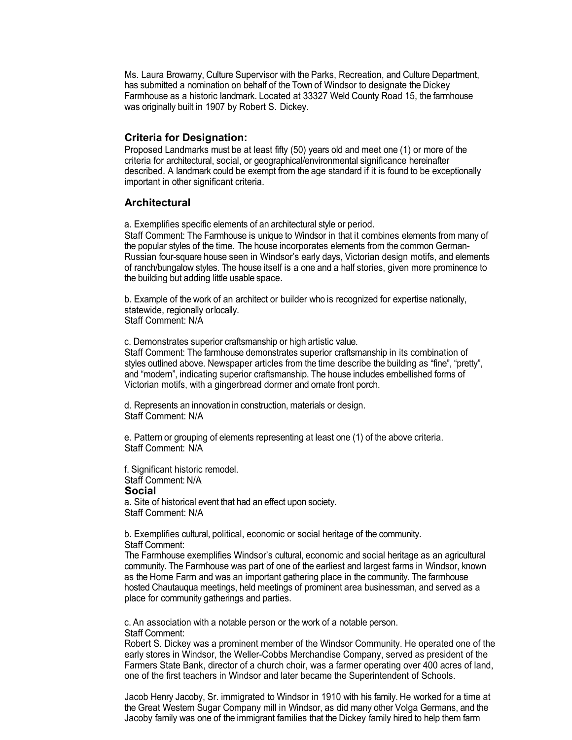Ms. Laura Browarny, Culture Supervisor with the Parks, Recreation, and Culture Department, has submitted a nomination on behalf of the Town of Windsor to designate the Dickey Farmhouse as a historic landmark. Located at 33327 Weld County Road 15, the farmhouse was originally built in 1907 by Robert S. Dickey.

### Criteria for Designation:

Proposed Landmarks must be at least fifty (50) years old and meet one (1) or more of the criteria for architectural, social, or geographical/environmental significance hereinafter described. A landmark could be exempt from the age standard if it is found to be exceptionally important in other significant criteria.

### Architectural

a. Exemplifies specific elements of an architectural style or period.
Staff Comment: The Farmhouse is unique to Windsor in that it combines elements from many of the popular styles of the time. The house incorporates elements from the common German-Russian four-square house seen in Windsor's early days, Victorian design motifs, and elements of ranch/bungalow styles. The house itself is a one and a half stories, given more prominence to the building but adding little usable space.

b. Example of the work of an architect or builder who is recognized for expertise nationally, statewide, regionally or locally.
Staff Comment: N/A

c. Demonstrates superior craftsmanship or high artistic value.
Staff Comment: The farmhouse demonstrates superior craftsmanship in its combination of styles outlined above. Newspaper articles from the time describe the building as "fine", "pretty", and "modern", indicating superior craftsmanship. The house includes embellished forms of Victorian motifs, with a gingerbread dormer and ornate front porch.

d. Represents an innovation in construction, materials or design.
Staff Comment: N/A

e. Pattern or grouping of elements representing at least one (1) of the above criteria.
Staff Comment: N/A

f. Significant historic remodel.
Staff Comment: N/A

### Social

a. Site of historical event that had an effect upon society.
Staff Comment: N/A

b. Exemplifies cultural, political, economic or social heritage of the community.
Staff Comment:
The Farmhouse exemplifies Windsor's cultural, economic and social heritage as an agricultural community. The Farmhouse was part of one of the earliest and largest farms in Windsor, known as the Home Farm and was an important gathering place in the community. The farmhouse hosted Chautauqua meetings, held meetings of prominent area businessman, and served as a place for community gatherings and parties.

c. An association with a notable person or the work of a notable person.
Staff Comment:
Robert S. Dickey was a prominent member of the Windsor Community. He operated one of the early stores in Windsor, the Weller-Cobbs Merchandise Company, served as president of the Farmers State Bank, director of a church choir, was a farmer operating over 400 acres of land, one of the first teachers in Windsor and later became the Superintendent of Schools.

Jacob Henry Jacoby, Sr. immigrated to Windsor in 1910 with his family. He worked for a time at the Great Western Sugar Company mill in Windsor, as did many other Volga Germans, and the Jacoby family was one of the immigrant families that the Dickey family hired to help them farm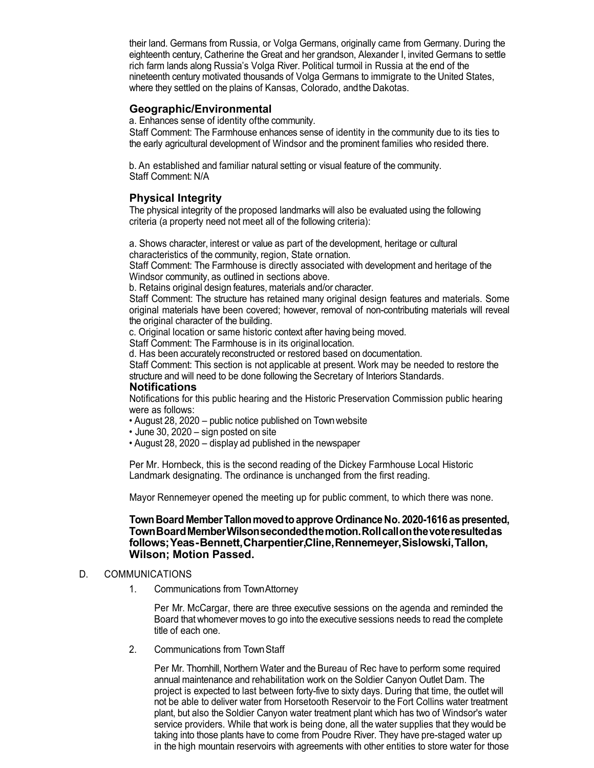their land. Germans from Russia, or Volga Germans, originally came from Germany. During the eighteenth century, Catherine the Great and her grandson, Alexander I, invited Germans to settle rich farm lands along Russia's Volga River. Political turmoil in Russia at the end of the nineteenth century motivated thousands of Volga Germans to immigrate to the United States, where they settled on the plains of Kansas, Colorado, and the Dakotas.

### Geographic/Environmental

a. Enhances sense of identity of the community.

Staff Comment: The Farmhouse enhances sense of identity in the community due to its ties to the early agricultural development of Windsor and the prominent families who resided there.

b. An established and familiar natural setting or visual feature of the community.

Staff Comment: N/A

### Physical Integrity

The physical integrity of the proposed landmarks will also be evaluated using the following criteria (a property need not meet all of the following criteria):

a. Shows character, interest or value as part of the development, heritage or cultural characteristics of the community, region, State or nation.

Staff Comment: The Farmhouse is directly associated with development and heritage of the Windsor community, as outlined in sections above.

b. Retains original design features, materials and/or character.

Staff Comment: The structure has retained many original design features and materials. Some original materials have been covered; however, removal of non-contributing materials will reveal the original character of the building.

c. Original location or same historic context after having being moved.

Staff Comment: The Farmhouse is in its original location.

d. Has been accurately reconstructed or restored based on documentation.

Staff Comment: This section is not applicable at present. Work may be needed to restore the structure and will need to be done following the Secretary of Interiors Standards.

### Notifications

Notifications for this public hearing and the Historic Preservation Commission public hearing were as follows:

- August 28, 2020 – public notice published on Town website
- June 30, 2020 – sign posted on site
- August 28, 2020 – display ad published in the newspaper

Per Mr. Hornbeck, this is the second reading of the Dickey Farmhouse Local Historic Landmark designating. The ordinance is unchanged from the first reading.

Mayor Rennemeyer opened the meeting up for public comment, to which there was none.

**Town Board Member Tallon moved to approve Ordinance No. 2020-1616 as presented, Town Board Member Wilson seconded the motion. Roll call on the vote resulted as follows; Yeas - Bennett, Charpentier, Cline, Rennemeyer, Sislowski, Tallon, Wilson; Motion Passed.**

D. COMMUNICATIONS

1. Communications from Town Attorney

   Per Mr. McCargar, there are three executive sessions on the agenda and reminded the Board that whomever moves to go into the executive sessions needs to read the complete title of each one.

2. Communications from Town Staff

   Per Mr. Thornhill, Northern Water and the Bureau of Rec have to perform some required annual maintenance and rehabilitation work on the Soldier Canyon Outlet Dam. The project is expected to last between forty-five to sixty days. During that time, the outlet will not be able to deliver water from Horsetooth Reservoir to the Fort Collins water treatment plant, but also the Soldier Canyon water treatment plant which has two of Windsor's water service providers. While that work is being done, all the water supplies that they would be taking into those plants have to come from Poudre River. They have pre-staged water up in the high mountain reservoirs with agreements with other entities to store water for those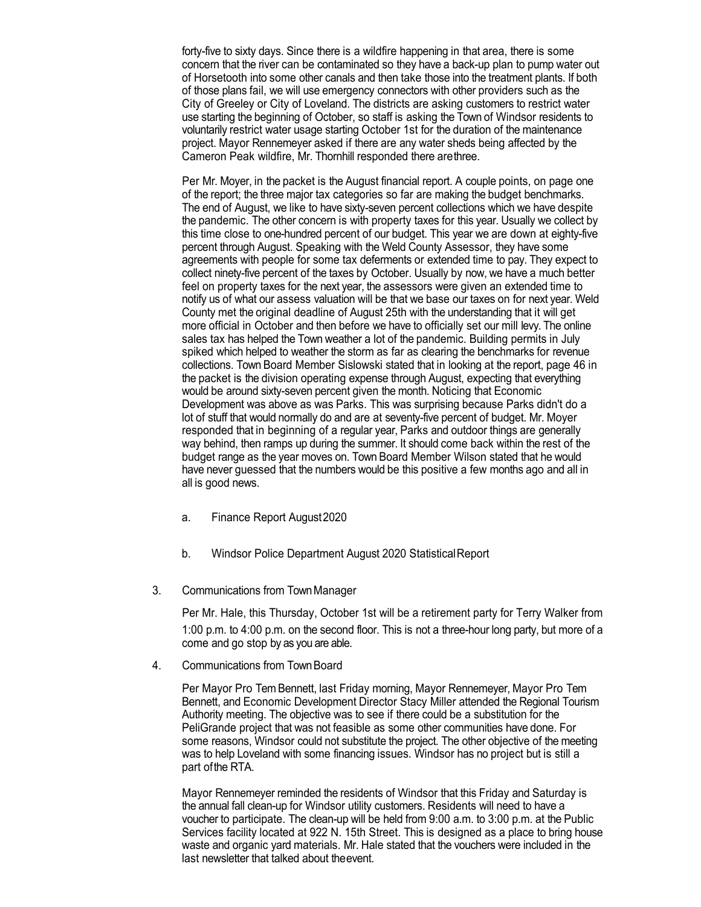forty-five to sixty days. Since there is a wildfire happening in that area, there is some concern that the river can be contaminated so they have a back-up plan to pump water out of Horsetooth into some other canals and then take those into the treatment plants. If both of those plans fail, we will use emergency connectors with other providers such as the City of Greeley or City of Loveland. The districts are asking customers to restrict water use starting the beginning of October, so staff is asking the Town of Windsor residents to voluntarily restrict water usage starting October 1st for the duration of the maintenance project. Mayor Rennemeyer asked if there are any water sheds being affected by the Cameron Peak wildfire, Mr. Thornhill responded there arethree.

Per Mr. Moyer, in the packet is the August financial report. A couple points, on page one of the report; the three major tax categories so far are making the budget benchmarks. The end of August, we like to have sixty-seven percent collections which we have despite the pandemic. The other concern is with property taxes for this year. Usually we collect by this time close to one-hundred percent of our budget. This year we are down at eighty-five percent through August. Speaking with the Weld County Assessor, they have some agreements with people for some tax deferments or extended time to pay. They expect to collect ninety-five percent of the taxes by October. Usually by now, we have a much better feel on property taxes for the next year, the assessors were given an extended time to notify us of what our assess valuation will be that we base our taxes on for next year. Weld County met the original deadline of August 25th with the understanding that it will get more official in October and then before we have to officially set our mill levy. The online sales tax has helped the Town weather a lot of the pandemic. Building permits in July spiked which helped to weather the storm as far as clearing the benchmarks for revenue collections. Town Board Member Sislowski stated that in looking at the report, page 46 in the packet is the division operating expense through August, expecting that everything would be around sixty-seven percent given the month. Noticing that Economic Development was above as was Parks. This was surprising because Parks didn't do a lot of stuff that would normally do and are at seventy-five percent of budget. Mr. Moyer responded that in beginning of a regular year, Parks and outdoor things are generally way behind, then ramps up during the summer. It should come back within the rest of the budget range as the year moves on. Town Board Member Wilson stated that he would have never guessed that the numbers would be this positive a few months ago and all in all is good news.

a. Finance Report August2020

b. Windsor Police Department August 2020 StatisticalReport

3. Communications from TownManager

Per Mr. Hale, this Thursday, October 1st will be a retirement party for Terry Walker from 1:00 p.m. to 4:00 p.m. on the second floor. This is not a three-hour long party, but more of a come and go stop by as you are able.

4. Communications from TownBoard

Per Mayor Pro Tem Bennett, last Friday morning, Mayor Rennemeyer, Mayor Pro Tem Bennett, and Economic Development Director Stacy Miller attended the Regional Tourism Authority meeting. The objective was to see if there could be a substitution for the PeliGrande project that was not feasible as some other communities have done. For some reasons, Windsor could not substitute the project. The other objective of the meeting was to help Loveland with some financing issues. Windsor has no project but is still a part ofthe RTA.

Mayor Rennemeyer reminded the residents of Windsor that this Friday and Saturday is the annual fall clean-up for Windsor utility customers. Residents will need to have a voucher to participate. The clean-up will be held from 9:00 a.m. to 3:00 p.m. at the Public Services facility located at 922 N. 15th Street. This is designed as a place to bring house waste and organic yard materials. Mr. Hale stated that the vouchers were included in the last newsletter that talked about theevent.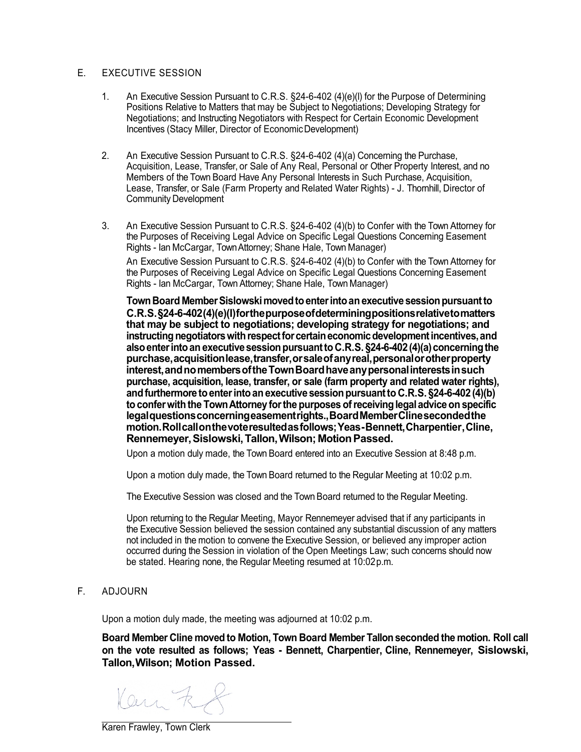## E. EXECUTIVE SESSION

1. An Executive Session Pursuant to C.R.S. §24-6-402 (4)(e)(l) for the Purpose of Determining Positions Relative to Matters that may be Subject to Negotiations; Developing Strategy for Negotiations; and Instructing Negotiators with Respect for Certain Economic Development Incentives (Stacy Miller, Director of Economic Development)

2. An Executive Session Pursuant to C.R.S. §24-6-402 (4)(a) Concerning the Purchase, Acquisition, Lease, Transfer, or Sale of Any Real, Personal or Other Property Interest, and no Members of the Town Board Have Any Personal Interests in Such Purchase, Acquisition, Lease, Transfer, or Sale (Farm Property and Related Water Rights) - J. Thornhill, Director of Community Development

3. An Executive Session Pursuant to C.R.S. §24-6-402 (4)(b) to Confer with the Town Attorney for the Purposes of Receiving Legal Advice on Specific Legal Questions Concerning Easement Rights - Ian McCargar, Town Attorney; Shane Hale, Town Manager)

   An Executive Session Pursuant to C.R.S. §24-6-402 (4)(b) to Confer with the Town Attorney for the Purposes of Receiving Legal Advice on Specific Legal Questions Concerning Easement Rights - Ian McCargar, Town Attorney; Shane Hale, Town Manager)

   **Town Board Member Sislowski moved to enter into an executive session pursuant to C.R.S.§24-6-402(4)(e)(l)for the purpose of determining positions relative to matters that may be subject to negotiations; developing strategy for negotiations; and instructing negotiators with respect for certain economic development incentives, and also enter into an executive session pursuant to C.R.S. §24-6-402 (4)(a) concerning the purchase, acquisition lease, transfer, or sale of any real, personal or other property interest, and no members of the Town Board have any personal interests in such purchase, acquisition, lease, transfer, or sale (farm property and related water rights), and furthermore to enter into an executive session pursuant to C.R.S. §24-6-402 (4)(b) to confer with the Town Attorney for the purposes of receiving legal advice on specific legal questions concerning easement rights., Board Member Cline seconded the motion. Roll call on the vote resulted as follows; Yeas - Bennett, Charpentier, Cline, Rennemeyer, Sislowski, Tallon, Wilson; Motion Passed.**

   Upon a motion duly made, the Town Board entered into an Executive Session at 8:48 p.m.

   Upon a motion duly made, the Town Board returned to the Regular Meeting at 10:02 p.m.

   The Executive Session was closed and the Town Board returned to the Regular Meeting.

   Upon returning to the Regular Meeting, Mayor Rennemeyer advised that if any participants in the Executive Session believed the session contained any substantial discussion of any matters not included in the motion to convene the Executive Session, or believed any improper action occurred during the Session in violation of the Open Meetings Law; such concerns should now be stated. Hearing none, the Regular Meeting resumed at 10:02 p.m.

## F. ADJOURN

Upon a motion duly made, the meeting was adjourned at 10:02 p.m.

**Board Member Cline moved to Motion, Town Board Member Tallon seconded the motion. Roll call on the vote resulted as follows; Yeas - Bennett, Charpentier, Cline, Rennemeyer, Sislowski, Tallon, Wilson; Motion Passed.**

Karen Frawley, Town Clerk